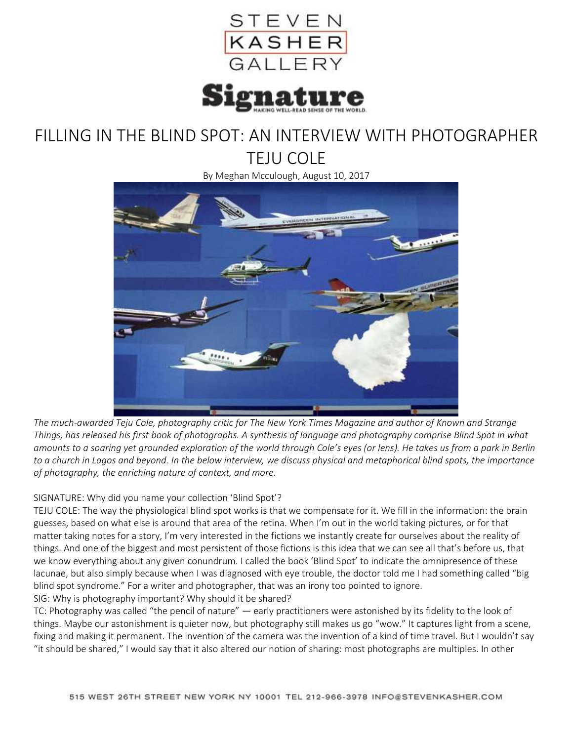STEVEN KASHER GALLERY

Signature — MAKING WELL-READ SENSE OF THE WORLD.

# FILLING IN THE BLIND SPOT: AN INTERVIEW WITH PHOTOGRAPHER TEJU COLE

By Meghan Mcculough, August 10, 2017

*The much-awarded Teju Cole, photography critic for The New York Times Magazine and author of Known and Strange Things, has released his first book of photographs. A synthesis of language and photography comprise Blind Spot in what amounts to a soaring yet grounded exploration of the world through Cole's eyes (or lens). He takes us from a park in Berlin to a church in Lagos and beyond. In the below interview, we discuss physical and metaphorical blind spots, the importance of photography, the enriching nature of context, and more.*

SIGNATURE: Why did you name your collection 'Blind Spot'?

TEJU COLE: The way the physiological blind spot works is that we compensate for it. We fill in the information: the brain guesses, based on what else is around that area of the retina. When I'm out in the world taking pictures, or for that matter taking notes for a story, I'm very interested in the fictions we instantly create for ourselves about the reality of things. And one of the biggest and most persistent of those fictions is this idea that we can see all that's before us, that we know everything about any given conundrum. I called the book 'Blind Spot' to indicate the omnipresence of these lacunae, but also simply because when I was diagnosed with eye trouble, the doctor told me I had something called "big blind spot syndrome." For a writer and photographer, that was an irony too pointed to ignore.

SIG: Why is photography important? Why should it be shared?

TC: Photography was called "the pencil of nature" — early practitioners were astonished by its fidelity to the look of things. Maybe our astonishment is quieter now, but photography still makes us go "wow." It captures light from a scene, fixing and making it permanent. The invention of the camera was the invention of a kind of time travel. But I wouldn't say "it should be shared," I would say that it also altered our notion of sharing: most photographs are multiples. In other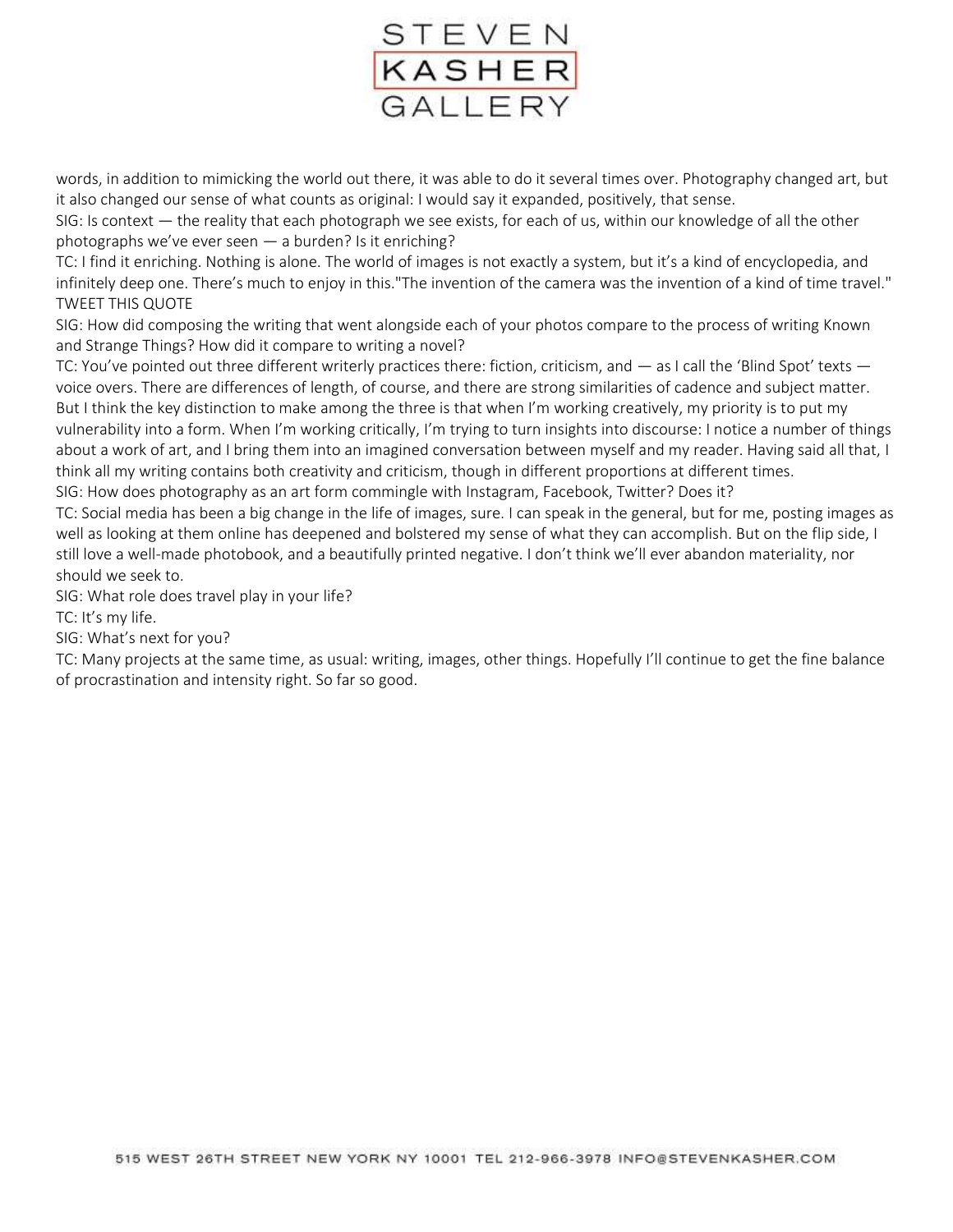words, in addition to mimicking the world out there, it was able to do it several times over. Photography changed art, but it also changed our sense of what counts as original: I would say it expanded, positively, that sense.

SIG: Is context — the reality that each photograph we see exists, for each of us, within our knowledge of all the other photographs we've ever seen — a burden? Is it enriching?

TC: I find it enriching. Nothing is alone. The world of images is not exactly a system, but it's a kind of encyclopedia, and infinitely deep one. There's much to enjoy in this."The invention of the camera was the invention of a kind of time travel." TWEET THIS QUOTE

SIG: How did composing the writing that went alongside each of your photos compare to the process of writing Known and Strange Things? How did it compare to writing a novel?

TC: You've pointed out three different writerly practices there: fiction, criticism, and — as I call the 'Blind Spot' texts — voice overs. There are differences of length, of course, and there are strong similarities of cadence and subject matter. But I think the key distinction to make among the three is that when I'm working creatively, my priority is to put my vulnerability into a form. When I'm working critically, I'm trying to turn insights into discourse: I notice a number of things about a work of art, and I bring them into an imagined conversation between myself and my reader. Having said all that, I think all my writing contains both creativity and criticism, though in different proportions at different times.

SIG: How does photography as an art form commingle with Instagram, Facebook, Twitter? Does it?

TC: Social media has been a big change in the life of images, sure. I can speak in the general, but for me, posting images as well as looking at them online has deepened and bolstered my sense of what they can accomplish. But on the flip side, I still love a well-made photobook, and a beautifully printed negative. I don't think we'll ever abandon materiality, nor should we seek to.

SIG: What role does travel play in your life?

TC: It's my life.

SIG: What's next for you?

TC: Many projects at the same time, as usual: writing, images, other things. Hopefully I'll continue to get the fine balance of procrastination and intensity right. So far so good.